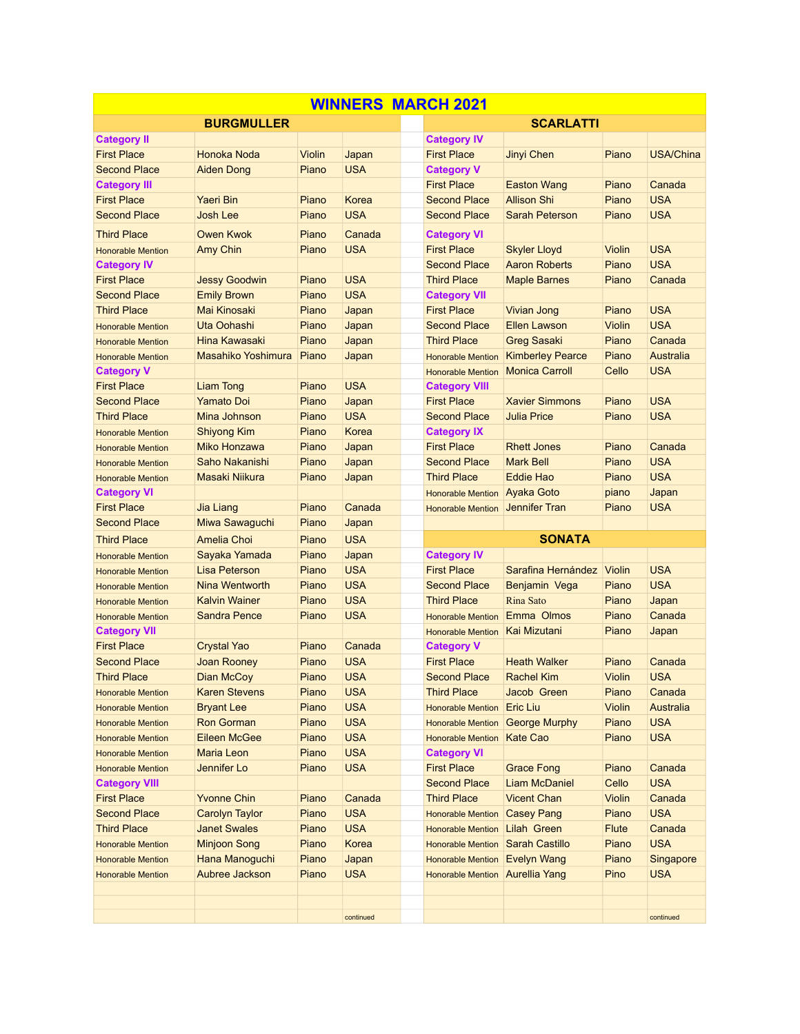# WINNERS MARCH 2021

## BURGMULLER

| Place | Name | Instrument | Country |
|---|---|---|---|
| **Category II** | | | |
| First Place | Honoka Noda | Violin | Japan |
| Second Place | Aiden Dong | Piano | USA |
| **Category III** | | | |
| First Place | Yaeri Bin | Piano | Korea |
| Second Place | Josh Lee | Piano | USA |
| Third Place | Owen Kwok | Piano | Canada |
| Honorable Mention | Amy Chin | Piano | USA |
| **Category IV** | | | |
| First Place | Jessy Goodwin | Piano | USA |
| Second Place | Emily Brown | Piano | USA |
| Third Place | Mai Kinosaki | Piano | Japan |
| Honorable Mention | Uta Oohashi | Piano | Japan |
| Honorable Mention | Hina Kawasaki | Piano | Japan |
| Honorable Mention | Masahiko Yoshimura | Piano | Japan |
| **Category V** | | | |
| First Place | Liam Tong | Piano | USA |
| Second Place | Yamato Doi | Piano | Japan |
| Third Place | Mina Johnson | Piano | USA |
| Honorable Mention | Shiyong Kim | Piano | Korea |
| Honorable Mention | Miko Honzawa | Piano | Japan |
| Honorable Mention | Saho Nakanishi | Piano | Japan |
| Honorable Mention | Masaki Niikura | Piano | Japan |
| **Category VI** | | | |
| First Place | Jia Liang | Piano | Canada |
| Second Place | Miwa Sawaguchi | Piano | Japan |
| Third Place | Amelia Choi | Piano | USA |
| Honorable Mention | Sayaka Yamada | Piano | Japan |
| Honorable Mention | Lisa Peterson | Piano | USA |
| Honorable Mention | Nina Wentworth | Piano | USA |
| Honorable Mention | Kalvin Wainer | Piano | USA |
| Honorable Mention | Sandra Pence | Piano | USA |
| **Category VII** | | | |
| First Place | Crystal Yao | Piano | Canada |
| Second Place | Joan Rooney | Piano | USA |
| Third Place | Dian McCoy | Piano | USA |
| Honorable Mention | Karen Stevens | Piano | USA |
| Honorable Mention | Bryant Lee | Piano | USA |
| Honorable Mention | Ron Gorman | Piano | USA |
| Honorable Mention | Eileen McGee | Piano | USA |
| Honorable Mention | Maria Leon | Piano | USA |
| Honorable Mention | Jennifer Lo | Piano | USA |
| **Category VIII** | | | |
| First Place | Yvonne Chin | Piano | Canada |
| Second Place | Carolyn Taylor | Piano | USA |
| Third Place | Janet Swales | Piano | USA |
| Honorable Mention | Minjoon Song | Piano | Korea |
| Honorable Mention | Hana Manoguchi | Piano | Japan |
| Honorable Mention | Aubree Jackson | Piano | USA |

continued

## SCARLATTI

| Place | Name | Instrument | Country |
|---|---|---|---|
| **Category IV** | | | |
| First Place | Jinyi Chen | Piano | USA/China |
| **Category V** | | | |
| First Place | Easton Wang | Piano | Canada |
| Second Place | Allison Shi | Piano | USA |
| Second Place | Sarah Peterson | Piano | USA |
| **Category VI** | | | |
| First Place | Skyler Lloyd | Violin | USA |
| Second Place | Aaron Roberts | Piano | USA |
| Third Place | Maple Barnes | Piano | Canada |
| **Category VII** | | | |
| First Place | Vivian Jong | Piano | USA |
| Second Place | Ellen Lawson | Violin | USA |
| Third Place | Greg Sasaki | Piano | Canada |
| Honorable Mention | Kimberley Pearce | Piano | Australia |
| Honorable Mention | Monica Carroll | Cello | USA |
| **Category VIII** | | | |
| First Place | Xavier Simmons | Piano | USA |
| Second Place | Julia Price | Piano | USA |
| **Category IX** | | | |
| First Place | Rhett Jones | Piano | Canada |
| Second Place | Mark Bell | Piano | USA |
| Third Place | Eddie Hao | Piano | USA |
| Honorable Mention | Ayaka Goto | piano | Japan |
| Honorable Mention | Jennifer Tran | Piano | USA |

## SONATA

| Place | Name | Instrument | Country |
|---|---|---|---|
| **Category IV** | | | |
| First Place | Sarafina Hernández | Violin | USA |
| Second Place | Benjamin Vega | Piano | USA |
| Third Place | Rina Sato | Piano | Japan |
| Honorable Mention | Emma Olmos | Piano | Canada |
| Honorable Mention | Kai Mizutani | Piano | Japan |
| **Category V** | | | |
| First Place | Heath Walker | Piano | Canada |
| Second Place | Rachel Kim | Violin | USA |
| Third Place | Jacob Green | Piano | Canada |
| Honorable Mention | Eric Liu | Violin | Australia |
| Honorable Mention | George Murphy | Piano | USA |
| Honorable Mention | Kate Cao | Piano | USA |
| **Category VI** | | | |
| First Place | Grace Fong | Piano | Canada |
| Second Place | Liam McDaniel | Cello | USA |
| Third Place | Vicent Chan | Violin | Canada |
| Honorable Mention | Casey Pang | Piano | USA |
| Honorable Mention | Lilah Green | Flute | Canada |
| Honorable Mention | Sarah Castillo | Piano | USA |
| Honorable Mention | Evelyn Wang | Piano | Singapore |
| Honorable Mention | Aurellia Yang | Pino | USA |

continued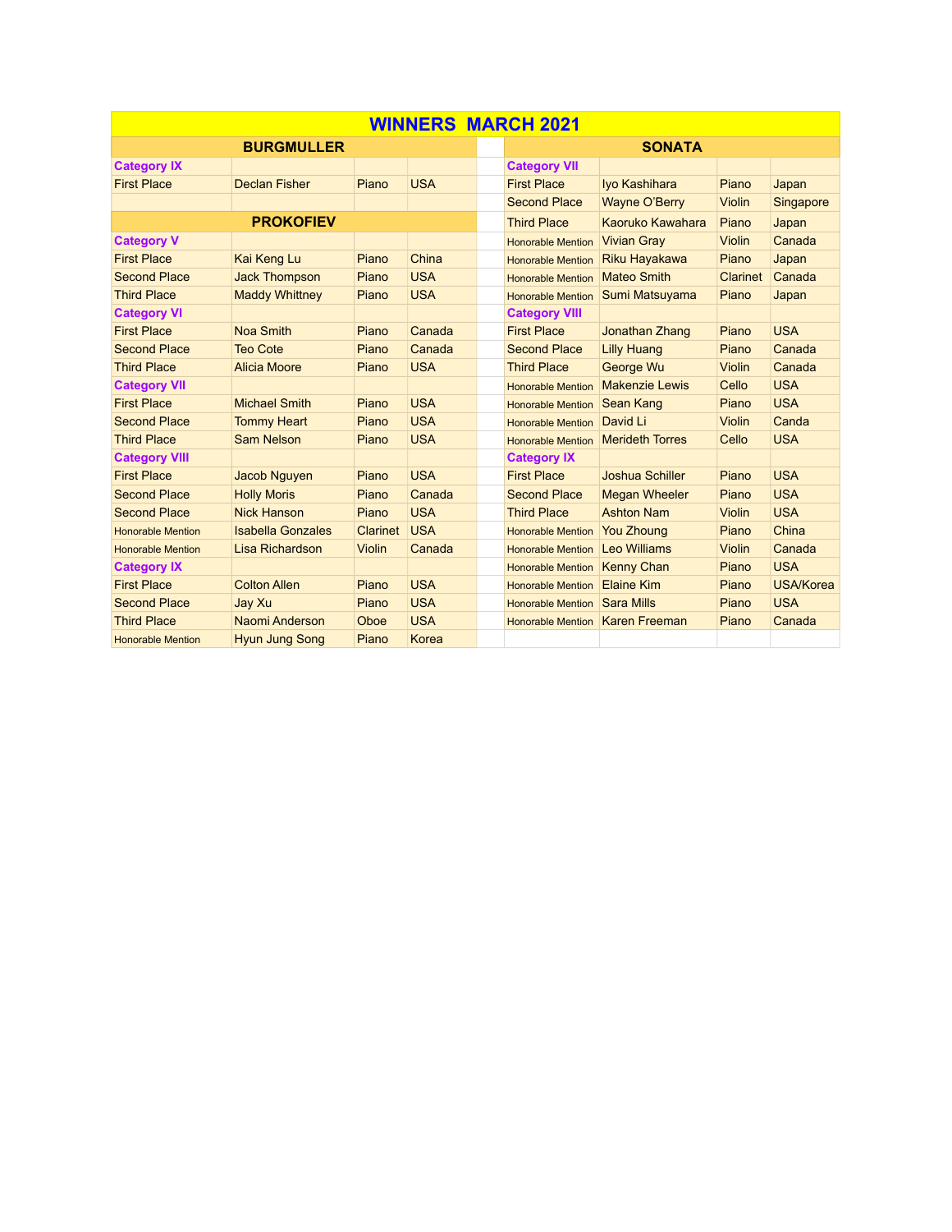# WINNERS MARCH 2021

## BURGMULLER

| | | | |
|---|---|---|---|
| **Category IX** | | | |
| First Place | Declan Fisher | Piano | USA |

## PROKOFIEV

| | | | |
|---|---|---|---|
| **Category V** | | | |
| First Place | Kai Keng Lu | Piano | China |
| Second Place | Jack Thompson | Piano | USA |
| Third Place | Maddy Whittney | Piano | USA |
| **Category VI** | | | |
| First Place | Noa Smith | Piano | Canada |
| Second Place | Teo Cote | Piano | Canada |
| Third Place | Alicia Moore | Piano | USA |
| **Category VII** | | | |
| First Place | Michael Smith | Piano | USA |
| Second Place | Tommy Heart | Piano | USA |
| Third Place | Sam Nelson | Piano | USA |
| **Category VIII** | | | |
| First Place | Jacob Nguyen | Piano | USA |
| Second Place | Holly Moris | Piano | Canada |
| Second Place | Nick Hanson | Piano | USA |
| Honorable Mention | Isabella Gonzales | Clarinet | USA |
| Honorable Mention | Lisa Richardson | Violin | Canada |
| **Category IX** | | | |
| First Place | Colton Allen | Piano | USA |
| Second Place | Jay Xu | Piano | USA |
| Third Place | Naomi Anderson | Oboe | USA |
| Honorable Mention | Hyun Jung Song | Piano | Korea |

## SONATA

| | | | |
|---|---|---|---|
| **Category VII** | | | |
| First Place | Iyo Kashihara | Piano | Japan |
| Second Place | Wayne O'Berry | Violin | Singapore |
| Third Place | Kaoruko Kawahara | Piano | Japan |
| Honorable Mention | Vivian Gray | Violin | Canada |
| Honorable Mention | Riku Hayakawa | Piano | Japan |
| Honorable Mention | Mateo Smith | Clarinet | Canada |
| Honorable Mention | Sumi Matsuyama | Piano | Japan |
| **Category VIII** | | | |
| First Place | Jonathan Zhang | Piano | USA |
| Second Place | Lilly Huang | Piano | Canada |
| Third Place | George Wu | Violin | Canada |
| Honorable Mention | Makenzie Lewis | Cello | USA |
| Honorable Mention | Sean Kang | Piano | USA |
| Honorable Mention | David Li | Violin | Canda |
| Honorable Mention | Merideth Torres | Cello | USA |
| **Category IX** | | | |
| First Place | Joshua Schiller | Piano | USA |
| Second Place | Megan Wheeler | Piano | USA |
| Third Place | Ashton Nam | Violin | USA |
| Honorable Mention | You Zhoung | Piano | China |
| Honorable Mention | Leo Williams | Violin | Canada |
| Honorable Mention | Kenny Chan | Piano | USA |
| Honorable Mention | Elaine Kim | Piano | USA/Korea |
| Honorable Mention | Sara Mills | Piano | USA |
| Honorable Mention | Karen Freeman | Piano | Canada |